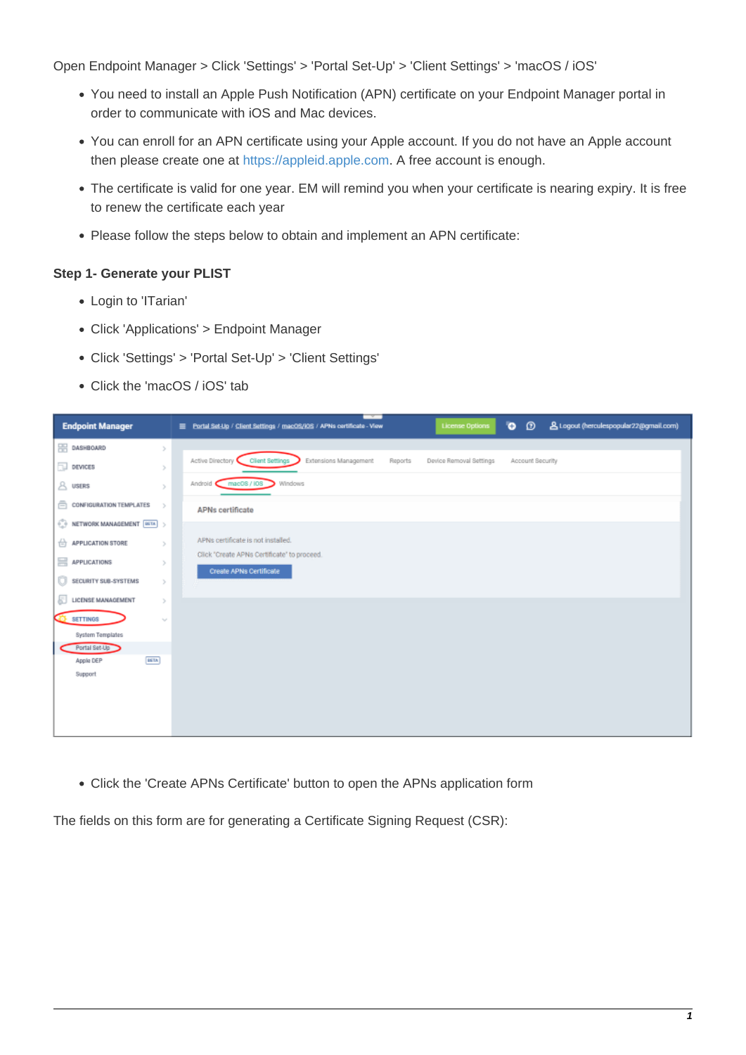Open Endpoint Manager > Click 'Settings' > 'Portal Set-Up' > 'Client Settings' > 'macOS / iOS'

- You need to install an Apple Push Notification (APN) certificate on your Endpoint Manager portal in order to communicate with iOS and Mac devices.
- You can enroll for an APN certificate using your Apple account. If you do not have an Apple account then please create one at https://appleid.apple.com. A free account is enough.
- The certificate is valid for one year. EM will remind you when your certificate is nearing expiry. It is free to renew the certificate each year
- Please follow the steps below to obtain and implement an APN certificate:

**Step 1- Generate your PLIST**

- Login to 'ITarian'
- Click 'Applications' > Endpoint Manager
- Click 'Settings' > 'Portal Set-Up' > 'Client Settings'
- Click the 'macOS / iOS' tab

- Click the 'Create APNs Certificate' button to open the APNs application form

The fields on this form are for generating a Certificate Signing Request (CSR):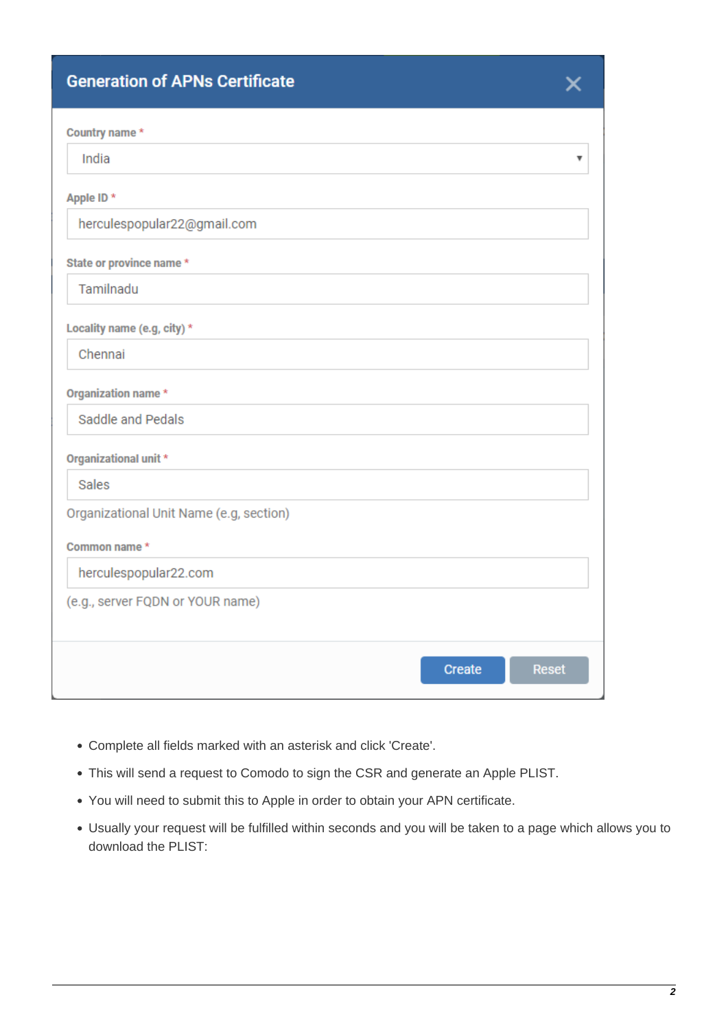**Generation of APNs Certificate**

Country name *

India

Apple ID *

herculespopular22@gmail.com

State or province name *

Tamilnadu

Locality name (e.g, city) *

Chennai

Organization name *

Saddle and Pedals

Organizational unit *

Sales

Organizational Unit Name (e.g, section)

Common name *

herculespopular22.com

(e.g., server FQDN or YOUR name)

Create Reset

- Complete all fields marked with an asterisk and click 'Create'.
- This will send a request to Comodo to sign the CSR and generate an Apple PLIST.
- You will need to submit this to Apple in order to obtain your APN certificate.
- Usually your request will be fulfilled within seconds and you will be taken to a page which allows you to download the PLIST: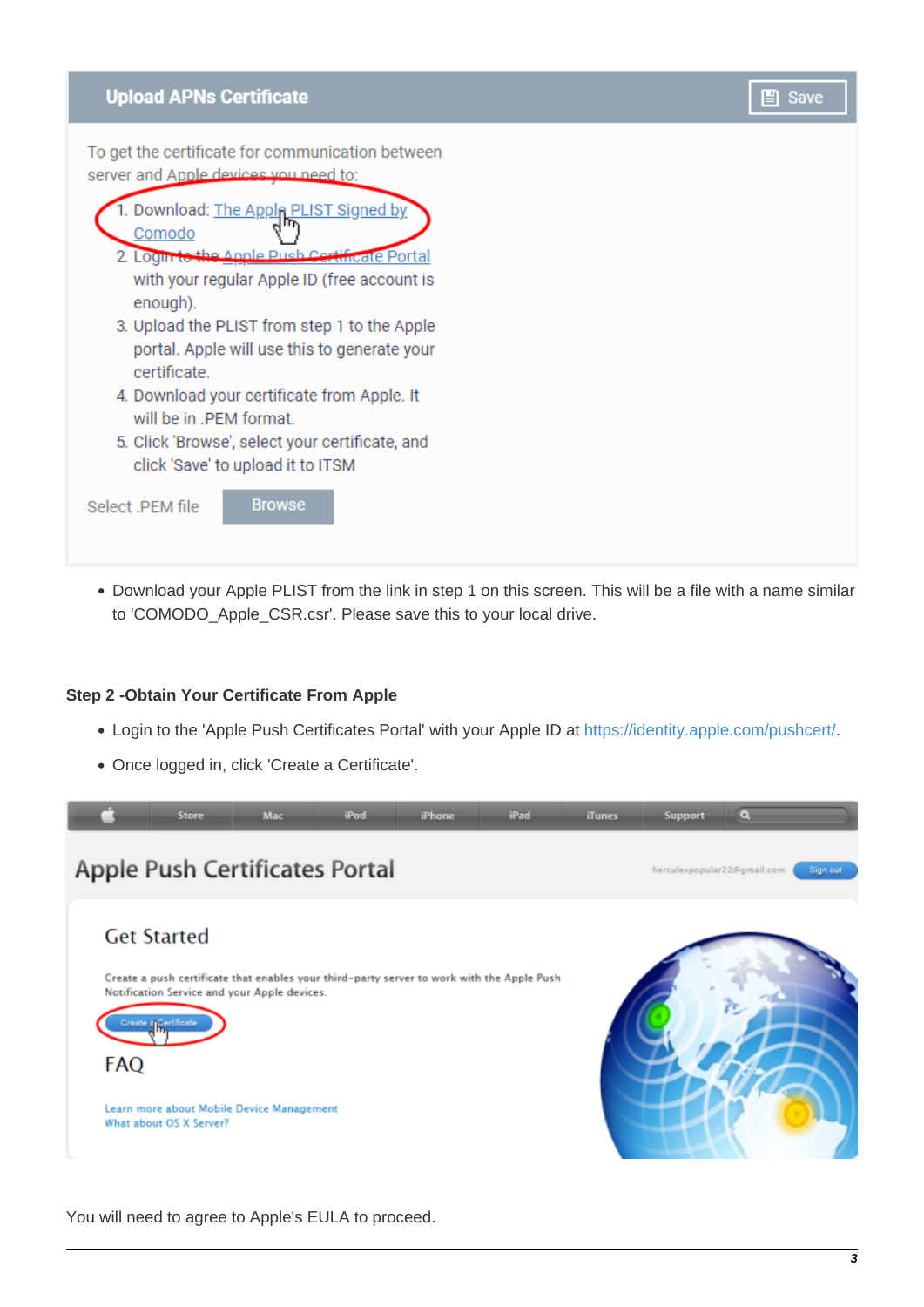**Upload APNs Certificate** Save

To get the certificate for communication between server and Apple devices you need to:

1. Download: The Apple PLIST Signed by Comodo
2. Login to the Apple Push Certificate Portal with your regular Apple ID (free account is enough).
3. Upload the PLIST from step 1 to the Apple portal. Apple will use this to generate your certificate.
4. Download your certificate from Apple. It will be in .PEM format.
5. Click 'Browse', select your certificate, and click 'Save' to upload it to ITSM

Select .PEM file Browse

- Download your Apple PLIST from the link in step 1 on this screen. This will be a file with a name similar to 'COMODO_Apple_CSR.csr'. Please save this to your local drive.

#### Step 2 -Obtain Your Certificate From Apple

- Login to the 'Apple Push Certificates Portal' with your Apple ID at https://identity.apple.com/pushcert/.
- Once logged in, click 'Create a Certificate'.

Store Mac iPod iPhone iPad iTunes Support

Apple Push Certificates Portal

herculespopular22@gmail.com Sign out

Get Started

Create a push certificate that enables your third-party server to work with the Apple Push Notification Service and your Apple devices.

Create a Certificate

FAQ

Learn more about Mobile Device Management
What about OS X Server?

You will need to agree to Apple's EULA to proceed.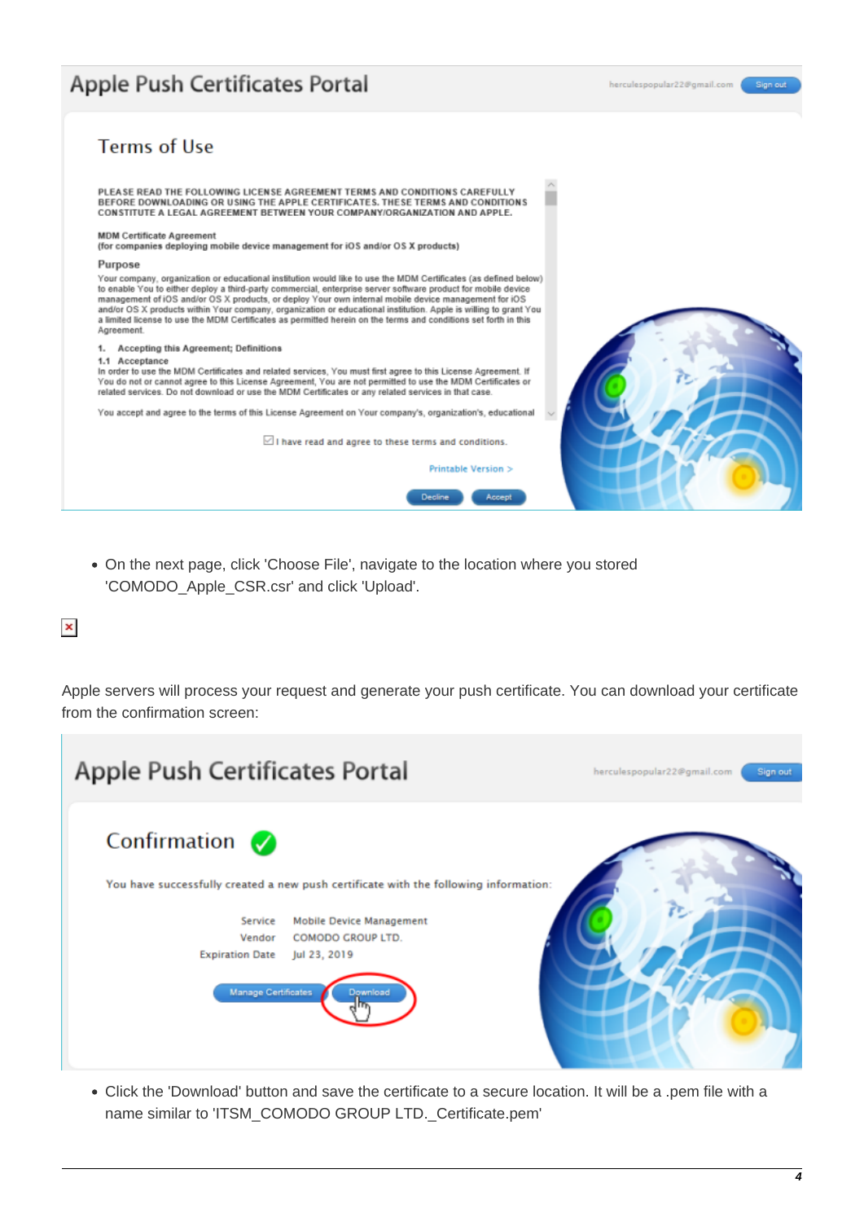- On the next page, click 'Choose File', navigate to the location where you stored 'COMODO_Apple_CSR.csr' and click 'Upload'.

Apple servers will process your request and generate your push certificate. You can download your certificate from the confirmation screen:

- Click the 'Download' button and save the certificate to a secure location. It will be a .pem file with a name similar to 'ITSM_COMODO GROUP LTD._Certificate.pem'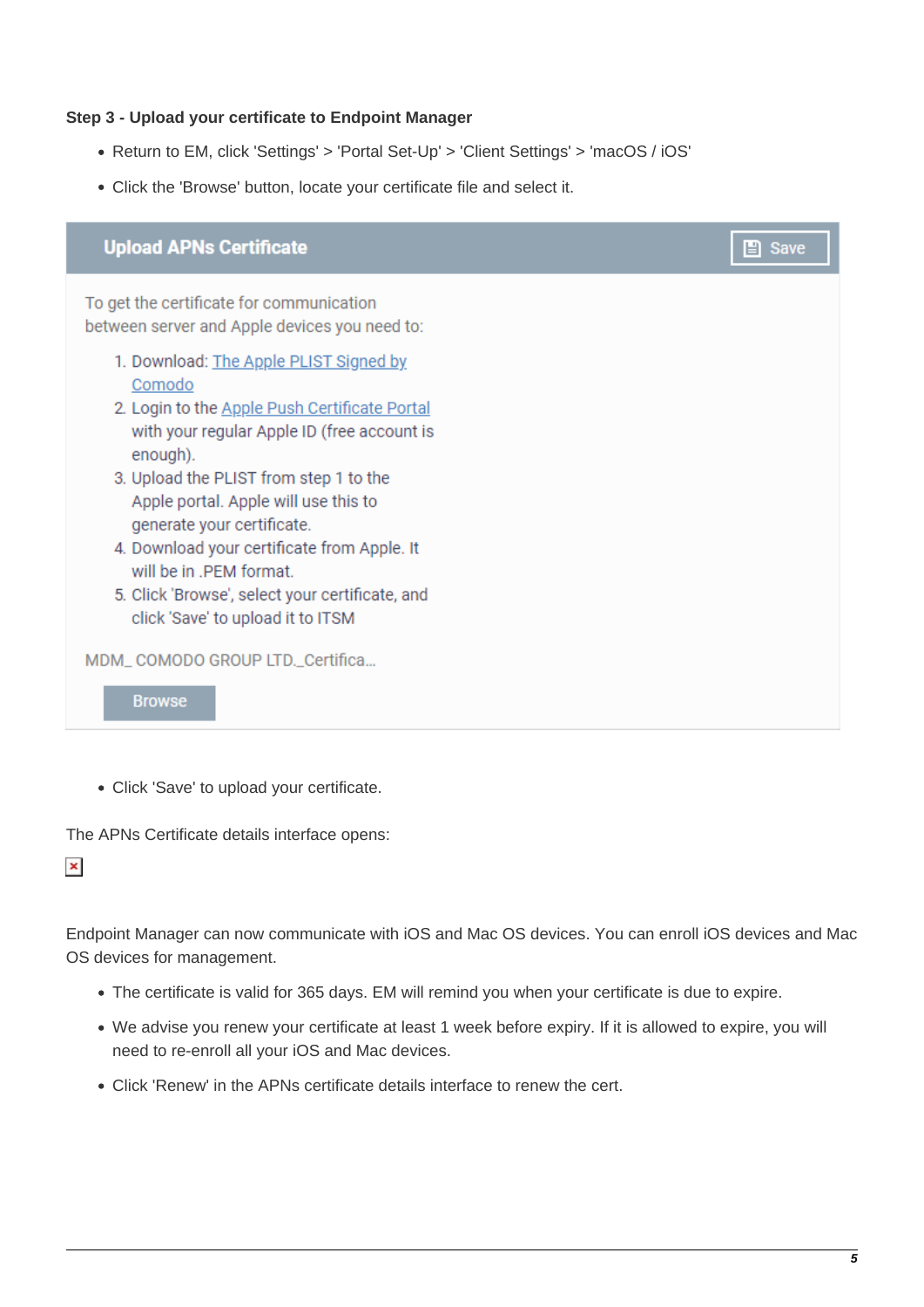**Step 3 - Upload your certificate to Endpoint Manager**

- Return to EM, click 'Settings' > 'Portal Set-Up' > 'Client Settings' > 'macOS / iOS'
- Click the 'Browse' button, locate your certificate file and select it.

**Upload APNs Certificate** Save

To get the certificate for communication between server and Apple devices you need to:

1. Download: The Apple PLIST Signed by Comodo
2. Login to the Apple Push Certificate Portal with your regular Apple ID (free account is enough).
3. Upload the PLIST from step 1 to the Apple portal. Apple will use this to generate your certificate.
4. Download your certificate from Apple. It will be in .PEM format.
5. Click 'Browse', select your certificate, and click 'Save' to upload it to ITSM

MDM_ COMODO GROUP LTD._Certifica...

Browse

- Click 'Save' to upload your certificate.

The APNs Certificate details interface opens:

Endpoint Manager can now communicate with iOS and Mac OS devices. You can enroll iOS devices and Mac OS devices for management.

- The certificate is valid for 365 days. EM will remind you when your certificate is due to expire.
- We advise you renew your certificate at least 1 week before expiry. If it is allowed to expire, you will need to re-enroll all your iOS and Mac devices.
- Click 'Renew' in the APNs certificate details interface to renew the cert.